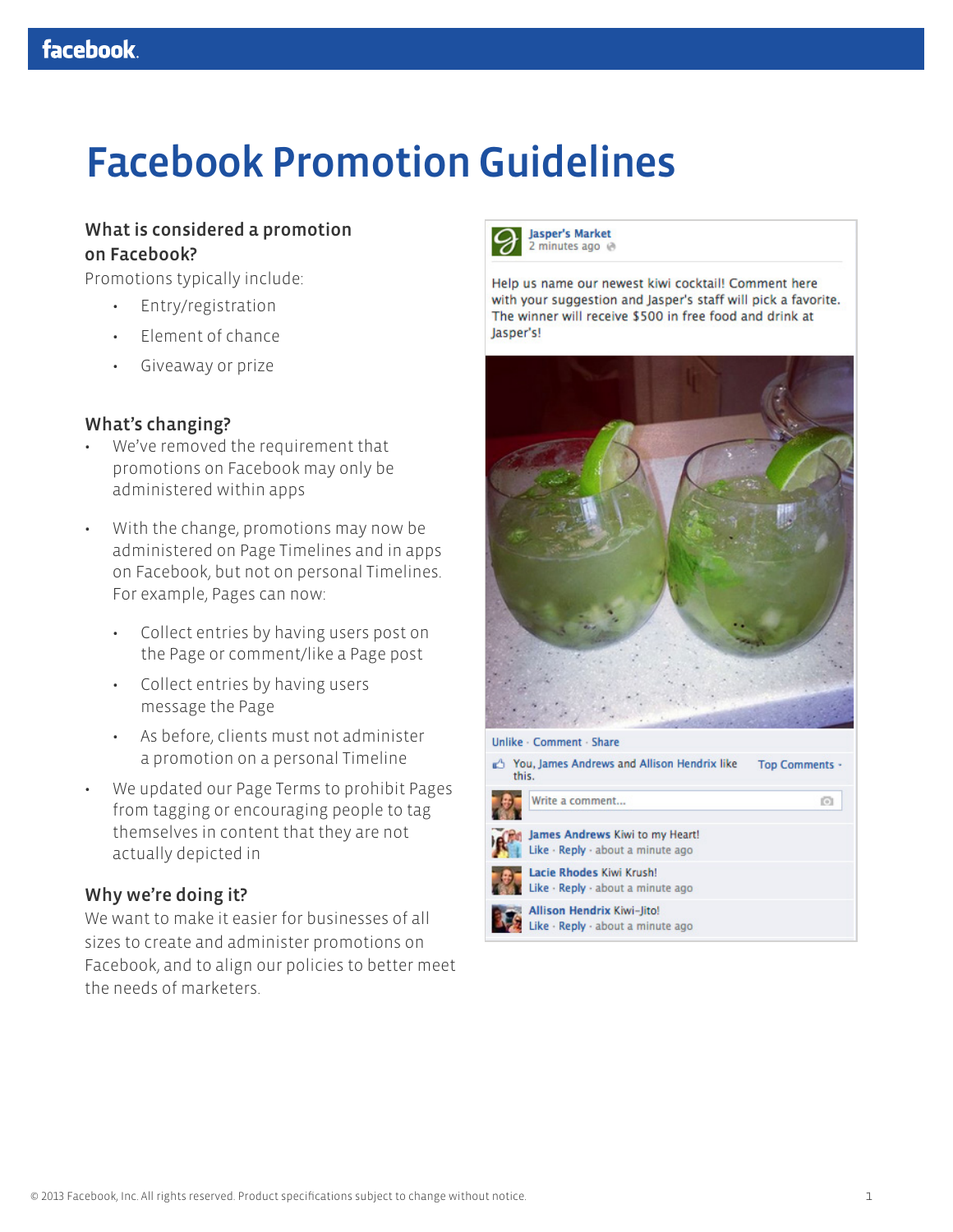# Facebook Promotion Guidelines

### What is considered a promotion on Facebook?

Promotions typically include:

- Entry/registration
- Element of chance
- Giveaway or prize

### What's changing?

- We've removed the requirement that promotions on Facebook may only be administered within apps
- With the change, promotions may now be administered on Page Timelines and in apps on Facebook, but not on personal Timelines. For example, Pages can now:
  - Collect entries by having users post on the Page or comment/like a Page post
  - Collect entries by having users message the Page
  - As before, clients must not administer a promotion on a personal Timeline
- We updated our Page Terms to prohibit Pages from tagging or encouraging people to tag themselves in content that they are not actually depicted in

### Why we're doing it?

We want to make it easier for businesses of all sizes to create and administer promotions on Facebook, and to align our policies to better meet the needs of marketers.

> **Jasper's Market**
> 2 minutes ago
>
> Help us name our newest kiwi cocktail! Comment here with your suggestion and Jasper's staff will pick a favorite. The winner will receive $500 in free food and drink at Jasper's!
>
> Unlike · Comment · Share
>
> You, James Andrews and Allison Hendrix like this. Top Comments
>
> Write a comment...
>
> **James Andrews** Kiwi to my Heart!
> Like · Reply · about a minute ago
>
> **Lacie Rhodes** Kiwi Krush!
> Like · Reply · about a minute ago
>
> **Allison Hendrix** Kiwi–Jito!
> Like · Reply · about a minute ago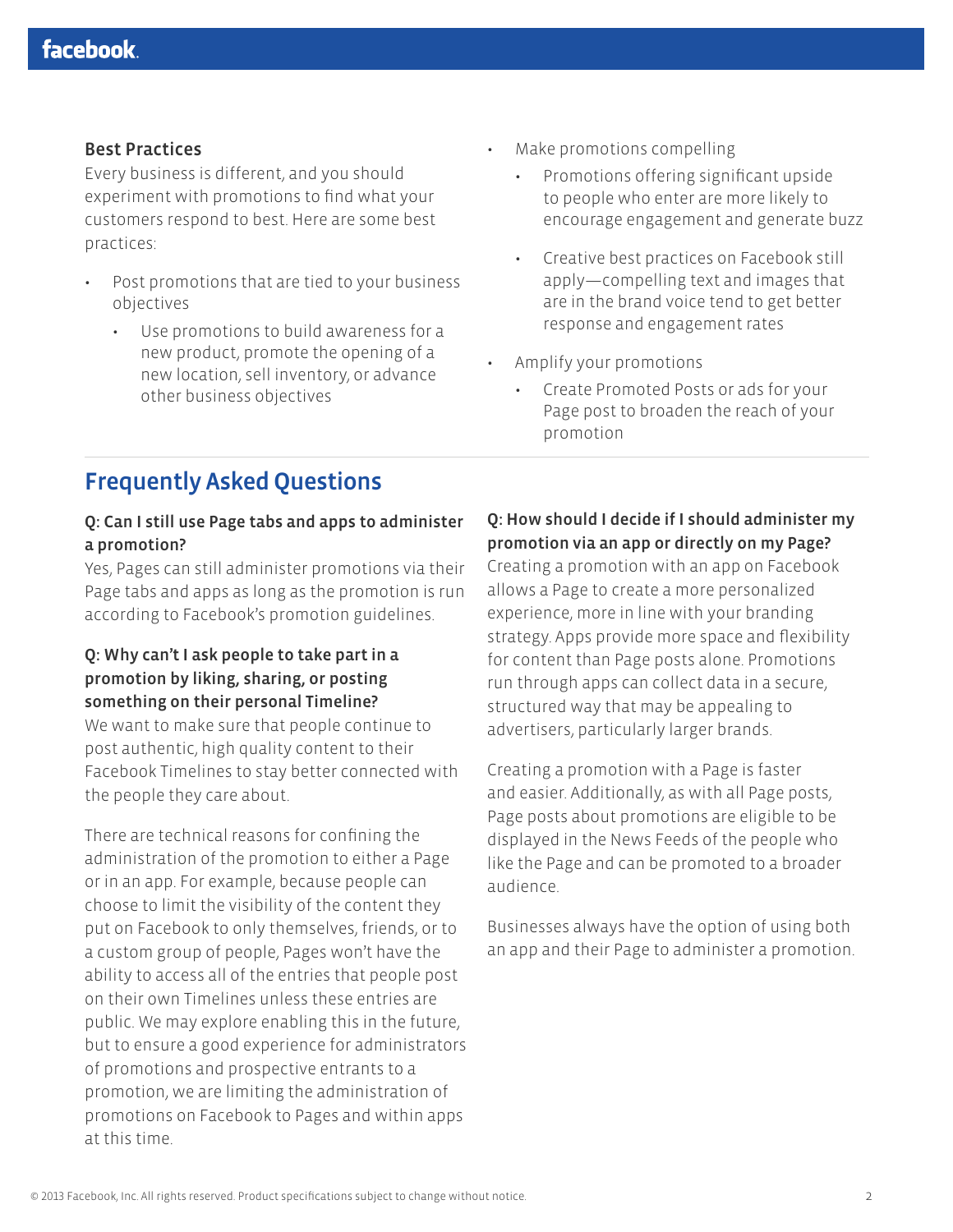### Best Practices

Every business is different, and you should experiment with promotions to find what your customers respond to best. Here are some best practices:

- Post promotions that are tied to your business objectives
  - Use promotions to build awareness for a new product, promote the opening of a new location, sell inventory, or advance other business objectives
- Make promotions compelling
  - Promotions offering significant upside to people who enter are more likely to encourage engagement and generate buzz
  - Creative best practices on Facebook still apply—compelling text and images that are in the brand voice tend to get better response and engagement rates
- Amplify your promotions
  - Create Promoted Posts or ads for your Page post to broaden the reach of your promotion

## Frequently Asked Questions

**Q: Can I still use Page tabs and apps to administer a promotion?**

Yes, Pages can still administer promotions via their Page tabs and apps as long as the promotion is run according to Facebook's promotion guidelines.

**Q: Why can't I ask people to take part in a promotion by liking, sharing, or posting something on their personal Timeline?**

We want to make sure that people continue to post authentic, high quality content to their Facebook Timelines to stay better connected with the people they care about.

There are technical reasons for confining the administration of the promotion to either a Page or in an app. For example, because people can choose to limit the visibility of the content they put on Facebook to only themselves, friends, or to a custom group of people, Pages won't have the ability to access all of the entries that people post on their own Timelines unless these entries are public. We may explore enabling this in the future, but to ensure a good experience for administrators of promotions and prospective entrants to a promotion, we are limiting the administration of promotions on Facebook to Pages and within apps at this time.

**Q: How should I decide if I should administer my promotion via an app or directly on my Page?**

Creating a promotion with an app on Facebook allows a Page to create a more personalized experience, more in line with your branding strategy. Apps provide more space and flexibility for content than Page posts alone. Promotions run through apps can collect data in a secure, structured way that may be appealing to advertisers, particularly larger brands.

Creating a promotion with a Page is faster and easier. Additionally, as with all Page posts, Page posts about promotions are eligible to be displayed in the News Feeds of the people who like the Page and can be promoted to a broader audience.

Businesses always have the option of using both an app and their Page to administer a promotion.